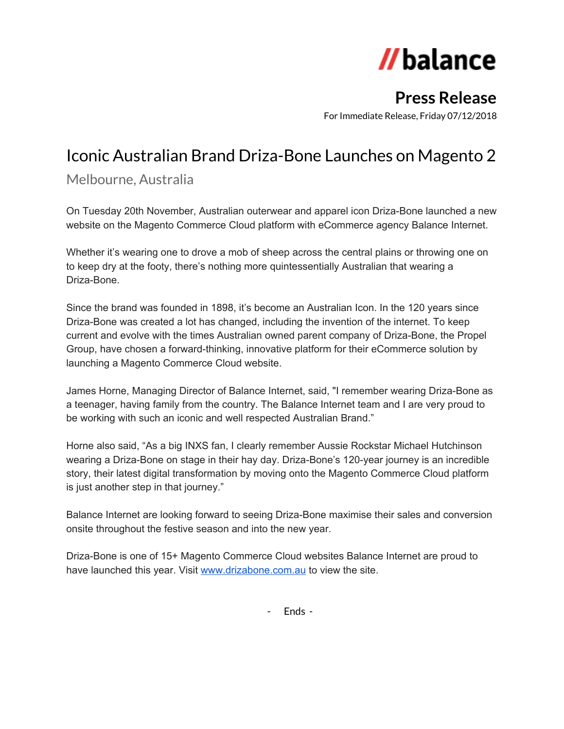//balance

# Press Release

For Immediate Release, Friday 07/12/2018

## Iconic Australian Brand Driza-Bone Launches on Magento 2

### Melbourne, Australia

On Tuesday 20th November, Australian outerwear and apparel icon Driza-Bone launched a new website on the Magento Commerce Cloud platform with eCommerce agency Balance Internet.

Whether it's wearing one to drove a mob of sheep across the central plains or throwing one on to keep dry at the footy, there's nothing more quintessentially Australian that wearing a Driza-Bone.

Since the brand was founded in 1898, it's become an Australian Icon. In the 120 years since Driza-Bone was created a lot has changed, including the invention of the internet. To keep current and evolve with the times Australian owned parent company of Driza-Bone, the Propel Group, have chosen a forward-thinking, innovative platform for their eCommerce solution by launching a Magento Commerce Cloud website.

James Horne, Managing Director of Balance Internet, said, "I remember wearing Driza-Bone as a teenager, having family from the country. The Balance Internet team and I are very proud to be working with such an iconic and well respected Australian Brand."

Horne also said, "As a big INXS fan, I clearly remember Aussie Rockstar Michael Hutchinson wearing a Driza-Bone on stage in their hay day. Driza-Bone's 120-year journey is an incredible story, their latest digital transformation by moving onto the Magento Commerce Cloud platform is just another step in that journey."

Balance Internet are looking forward to seeing Driza-Bone maximise their sales and conversion onsite throughout the festive season and into the new year.

Driza-Bone is one of 15+ Magento Commerce Cloud websites Balance Internet are proud to have launched this year. Visit [www.drizabone.com.au](http://www.drizabone.com.au) to view the site.

- Ends -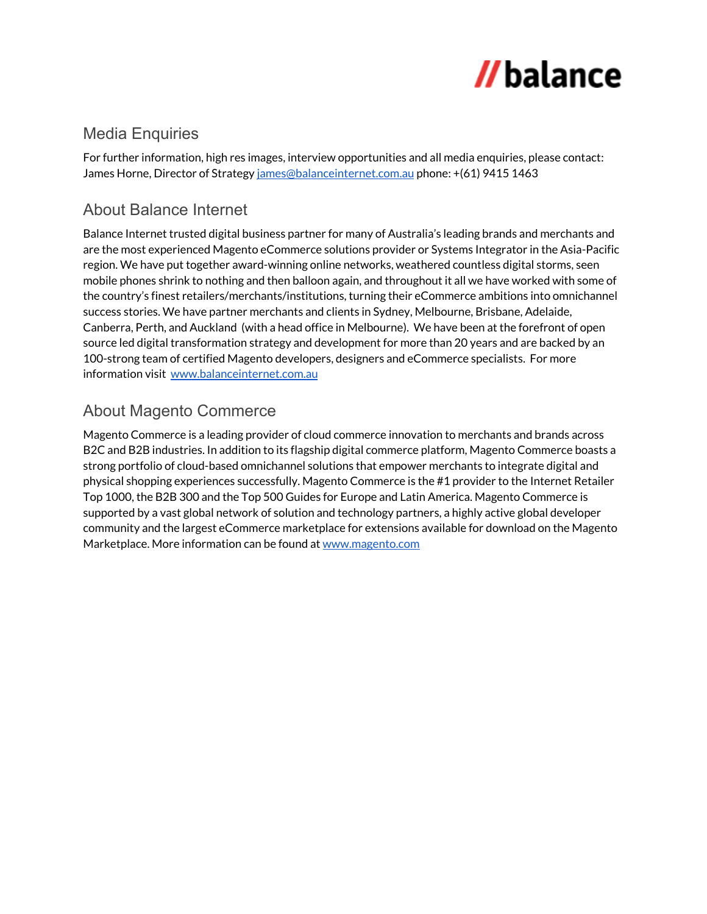## Media Enquiries

For further information, high res images, interview opportunities and all media enquiries, please contact: James Horne, Director of Strategy james@balanceinternet.com.au phone: +(61) 9415 1463

## About Balance Internet

Balance Internet trusted digital business partner for many of Australia's leading brands and merchants and are the most experienced Magento eCommerce solutions provider or Systems Integrator in the Asia-Pacific region. We have put together award-winning online networks, weathered countless digital storms, seen mobile phones shrink to nothing and then balloon again, and throughout it all we have worked with some of the country's finest retailers/merchants/institutions, turning their eCommerce ambitions into omnichannel success stories. We have partner merchants and clients in Sydney, Melbourne, Brisbane, Adelaide, Canberra, Perth, and Auckland (with a head office in Melbourne). We have been at the forefront of open source led digital transformation strategy and development for more than 20 years and are backed by an 100-strong team of certified Magento developers, designers and eCommerce specialists. For more information visit www.balanceinternet.com.au

## About Magento Commerce

Magento Commerce is a leading provider of cloud commerce innovation to merchants and brands across B2C and B2B industries. In addition to its flagship digital commerce platform, Magento Commerce boasts a strong portfolio of cloud-based omnichannel solutions that empower merchants to integrate digital and physical shopping experiences successfully. Magento Commerce is the #1 provider to the Internet Retailer Top 1000, the B2B 300 and the Top 500 Guides for Europe and Latin America. Magento Commerce is supported by a vast global network of solution and technology partners, a highly active global developer community and the largest eCommerce marketplace for extensions available for download on the Magento Marketplace. More information can be found at www.magento.com